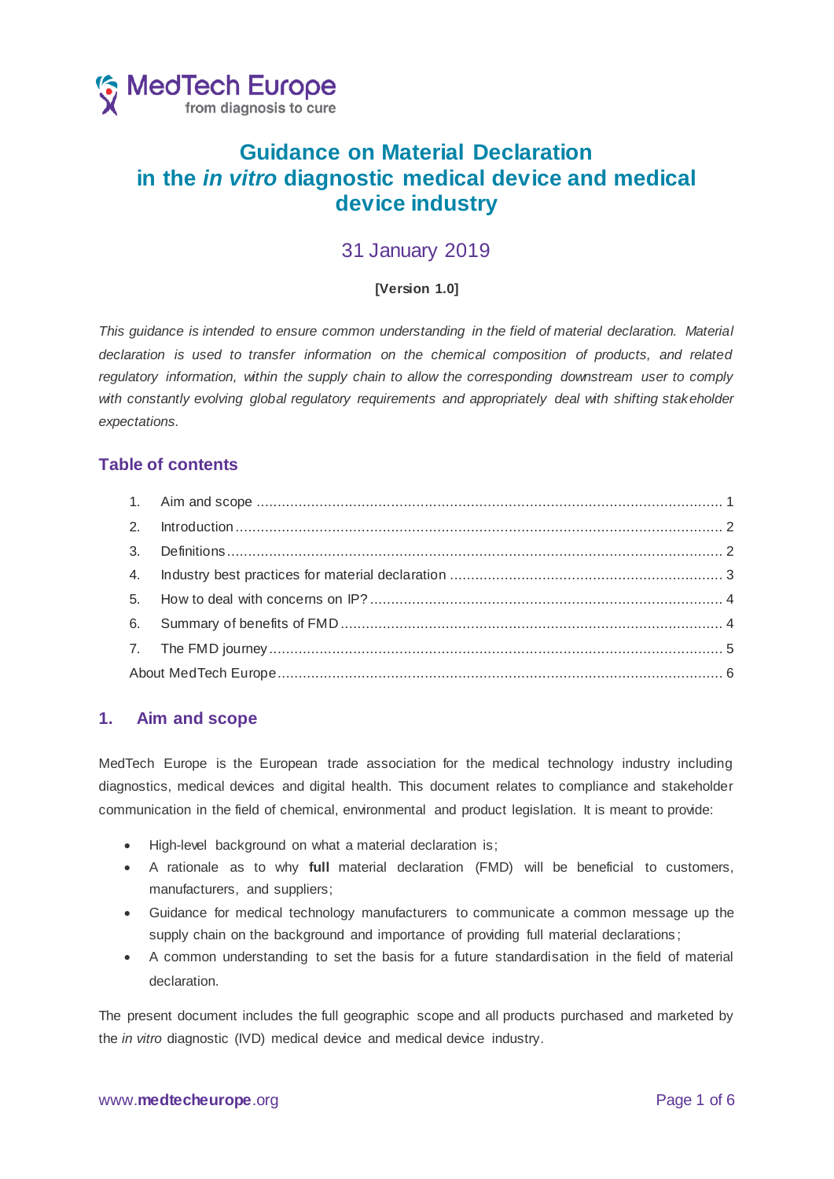MedTech Europe
from diagnosis to cure

# Guidance on Material Declaration in the *in vitro* diagnostic medical device and medical device industry

31 January 2019

**[Version 1.0]**

*This guidance is intended to ensure common understanding in the field of material declaration. Material declaration is used to transfer information on the chemical composition of products, and related regulatory information, within the supply chain to allow the corresponding downstream user to comply with constantly evolving global regulatory requirements and appropriately deal with shifting stakeholder expectations.*

## Table of contents

1. Aim and scope ... 1
2. Introduction ... 2
3. Definitions ... 2
4. Industry best practices for material declaration ... 3
5. How to deal with concerns on IP? ... 4
6. Summary of benefits of FMD ... 4
7. The FMD journey ... 5

About MedTech Europe ... 6

## 1. Aim and scope

MedTech Europe is the European trade association for the medical technology industry including diagnostics, medical devices and digital health. This document relates to compliance and stakeholder communication in the field of chemical, environmental and product legislation. It is meant to provide:

- High-level background on what a material declaration is;
- A rationale as to why **full** material declaration (FMD) will be beneficial to customers, manufacturers, and suppliers;
- Guidance for medical technology manufacturers to communicate a common message up the supply chain on the background and importance of providing full material declarations;
- A common understanding to set the basis for a future standardisation in the field of material declaration.

The present document includes the full geographic scope and all products purchased and marketed by the *in vitro* diagnostic (IVD) medical device and medical device industry.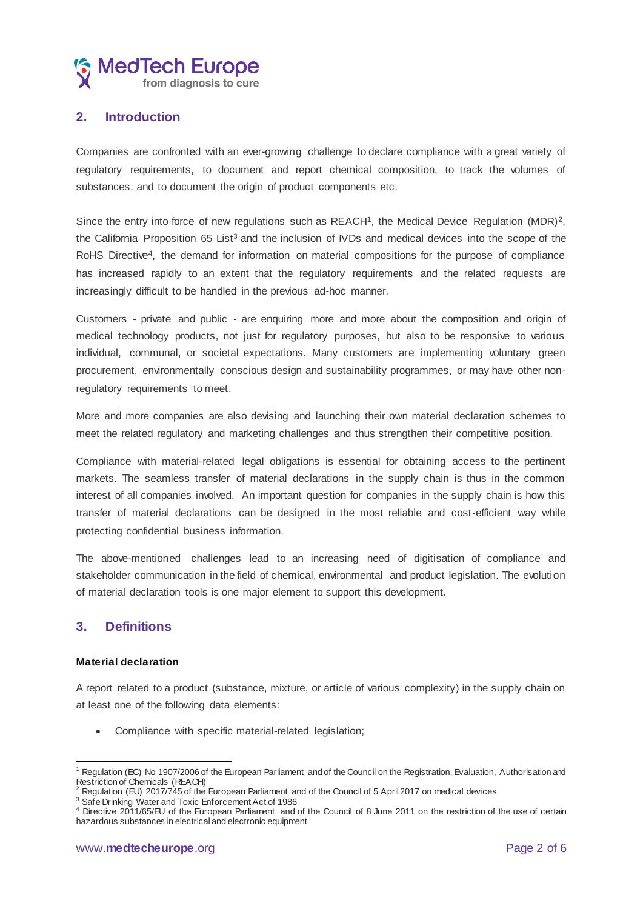## 2. Introduction

Companies are confronted with an ever-growing challenge to declare compliance with a great variety of regulatory requirements, to document and report chemical composition, to track the volumes of substances, and to document the origin of product components etc.

Since the entry into force of new regulations such as REACH[1], the Medical Device Regulation (MDR)[2], the California Proposition 65 List[3] and the inclusion of IVDs and medical devices into the scope of the RoHS Directive[4], the demand for information on material compositions for the purpose of compliance has increased rapidly to an extent that the regulatory requirements and the related requests are increasingly difficult to be handled in the previous ad-hoc manner.

Customers - private and public - are enquiring more and more about the composition and origin of medical technology products, not just for regulatory purposes, but also to be responsive to various individual, communal, or societal expectations. Many customers are implementing voluntary green procurement, environmentally conscious design and sustainability programmes, or may have other non-regulatory requirements to meet.

More and more companies are also devising and launching their own material declaration schemes to meet the related regulatory and marketing challenges and thus strengthen their competitive position.

Compliance with material-related legal obligations is essential for obtaining access to the pertinent markets. The seamless transfer of material declarations in the supply chain is thus in the common interest of all companies involved. An important question for companies in the supply chain is how this transfer of material declarations can be designed in the most reliable and cost-efficient way while protecting confidential business information.

The above-mentioned challenges lead to an increasing need of digitisation of compliance and stakeholder communication in the field of chemical, environmental and product legislation. The evolution of material declaration tools is one major element to support this development.

## 3. Definitions

**Material declaration**

A report related to a product (substance, mixture, or article of various complexity) in the supply chain on at least one of the following data elements:

- Compliance with specific material-related legislation;

---

[1] Regulation (EC) No 1907/2006 of the European Parliament and of the Council on the Registration, Evaluation, Authorisation and Restriction of Chemicals (REACH)

[2] Regulation (EU) 2017/745 of the European Parliament and of the Council of 5 April 2017 on medical devices

[3] Safe Drinking Water and Toxic Enforcement Act of 1986

[4] Directive 2011/65/EU of the European Parliament and of the Council of 8 June 2011 on the restriction of the use of certain hazardous substances in electrical and electronic equipment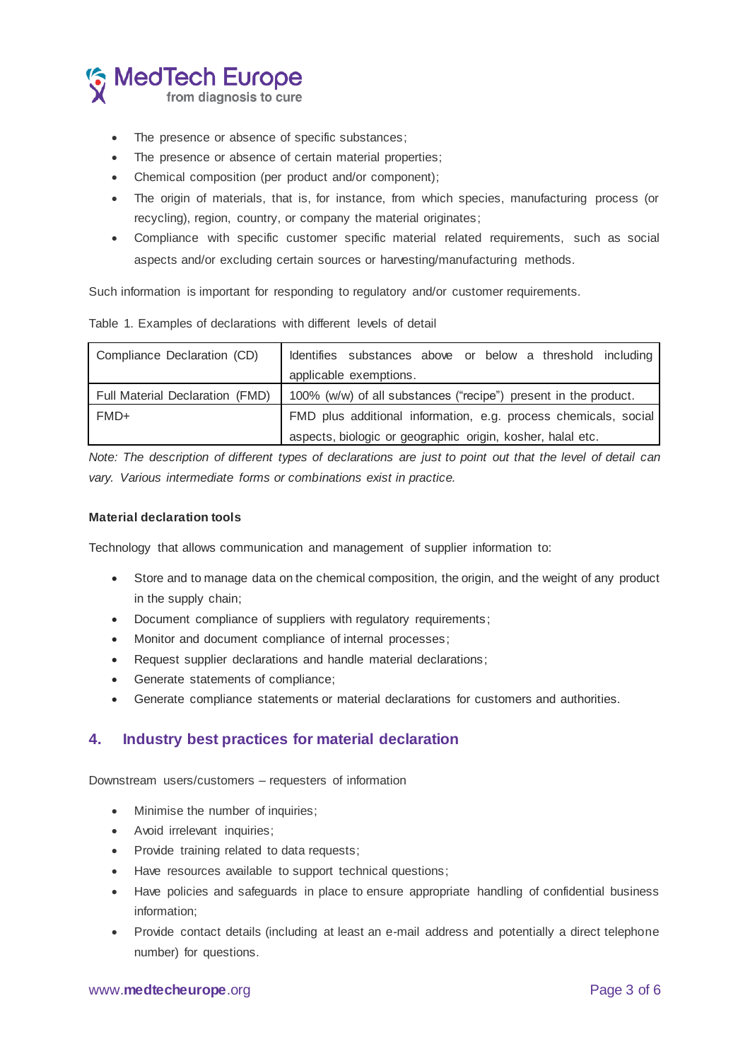- The presence or absence of specific substances;
- The presence or absence of certain material properties;
- Chemical composition (per product and/or component);
- The origin of materials, that is, for instance, from which species, manufacturing process (or recycling), region, country, or company the material originates;
- Compliance with specific customer specific material related requirements, such as social aspects and/or excluding certain sources or harvesting/manufacturing methods.

Such information is important for responding to regulatory and/or customer requirements.

Table 1. Examples of declarations with different levels of detail

| | |
|---|---|
| Compliance Declaration (CD) | Identifies substances above or below a threshold including applicable exemptions. |
| Full Material Declaration (FMD) | 100% (w/w) of all substances ("recipe") present in the product. |
| FMD+ | FMD plus additional information, e.g. process chemicals, social aspects, biologic or geographic origin, kosher, halal etc. |

*Note: The description of different types of declarations are just to point out that the level of detail can vary. Various intermediate forms or combinations exist in practice.*

**Material declaration tools**

Technology that allows communication and management of supplier information to:

- Store and to manage data on the chemical composition, the origin, and the weight of any product in the supply chain;
- Document compliance of suppliers with regulatory requirements;
- Monitor and document compliance of internal processes;
- Request supplier declarations and handle material declarations;
- Generate statements of compliance;
- Generate compliance statements or material declarations for customers and authorities.

## 4. Industry best practices for material declaration

Downstream users/customers – requesters of information

- Minimise the number of inquiries;
- Avoid irrelevant inquiries;
- Provide training related to data requests;
- Have resources available to support technical questions;
- Have policies and safeguards in place to ensure appropriate handling of confidential business information;
- Provide contact details (including at least an e-mail address and potentially a direct telephone number) for questions.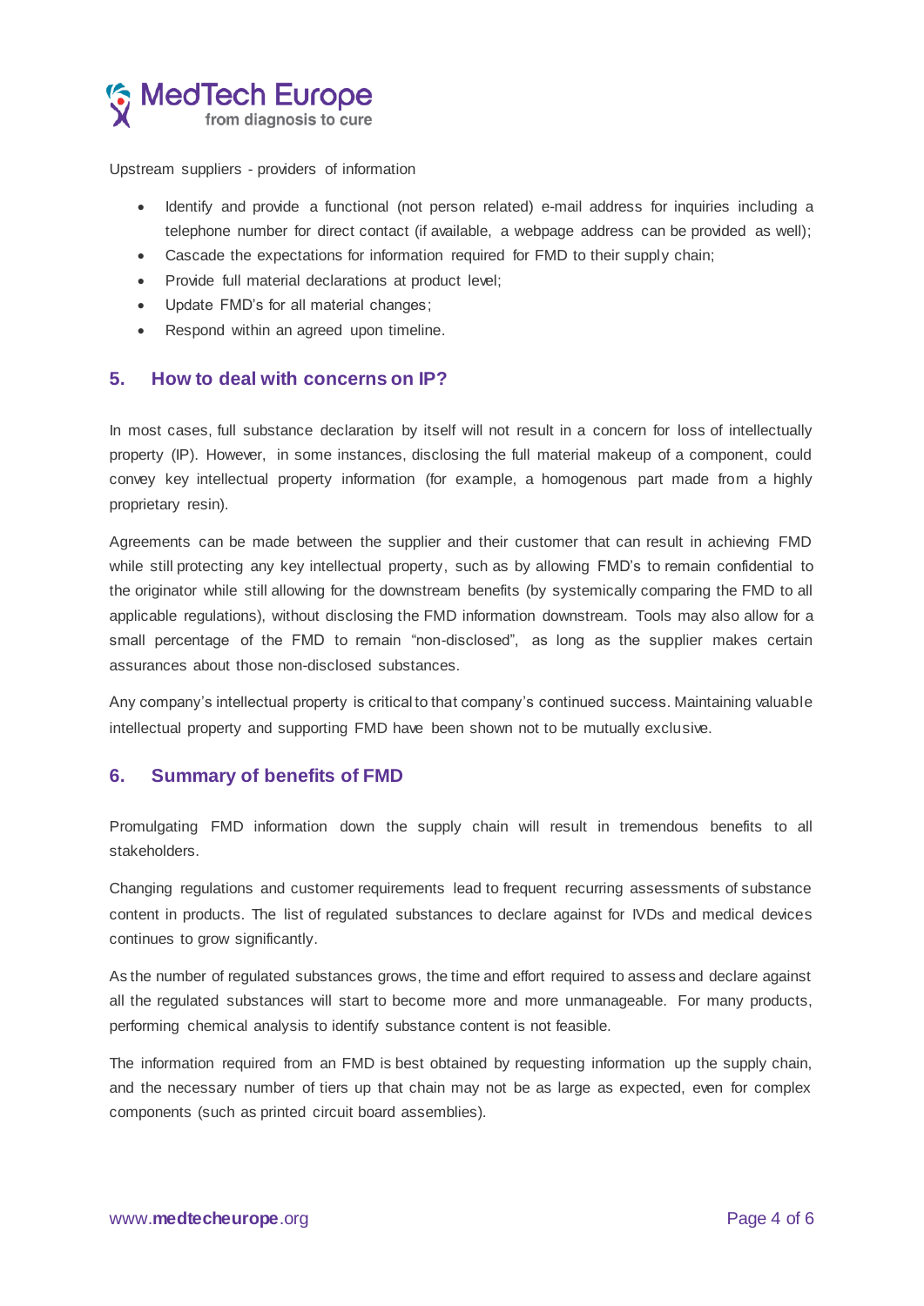Upstream suppliers - providers of information

- Identify and provide a functional (not person related) e-mail address for inquiries including a telephone number for direct contact (if available, a webpage address can be provided as well);
- Cascade the expectations for information required for FMD to their supply chain;
- Provide full material declarations at product level;
- Update FMD's for all material changes;
- Respond within an agreed upon timeline.

## 5. How to deal with concerns on IP?

In most cases, full substance declaration by itself will not result in a concern for loss of intellectually property (IP). However, in some instances, disclosing the full material makeup of a component, could convey key intellectual property information (for example, a homogenous part made from a highly proprietary resin).

Agreements can be made between the supplier and their customer that can result in achieving FMD while still protecting any key intellectual property, such as by allowing FMD's to remain confidential to the originator while still allowing for the downstream benefits (by systemically comparing the FMD to all applicable regulations), without disclosing the FMD information downstream. Tools may also allow for a small percentage of the FMD to remain "non-disclosed", as long as the supplier makes certain assurances about those non-disclosed substances.

Any company's intellectual property is critical to that company's continued success. Maintaining valuable intellectual property and supporting FMD have been shown not to be mutually exclusive.

## 6. Summary of benefits of FMD

Promulgating FMD information down the supply chain will result in tremendous benefits to all stakeholders.

Changing regulations and customer requirements lead to frequent recurring assessments of substance content in products. The list of regulated substances to declare against for IVDs and medical devices continues to grow significantly.

As the number of regulated substances grows, the time and effort required to assess and declare against all the regulated substances will start to become more and more unmanageable. For many products, performing chemical analysis to identify substance content is not feasible.

The information required from an FMD is best obtained by requesting information up the supply chain, and the necessary number of tiers up that chain may not be as large as expected, even for complex components (such as printed circuit board assemblies).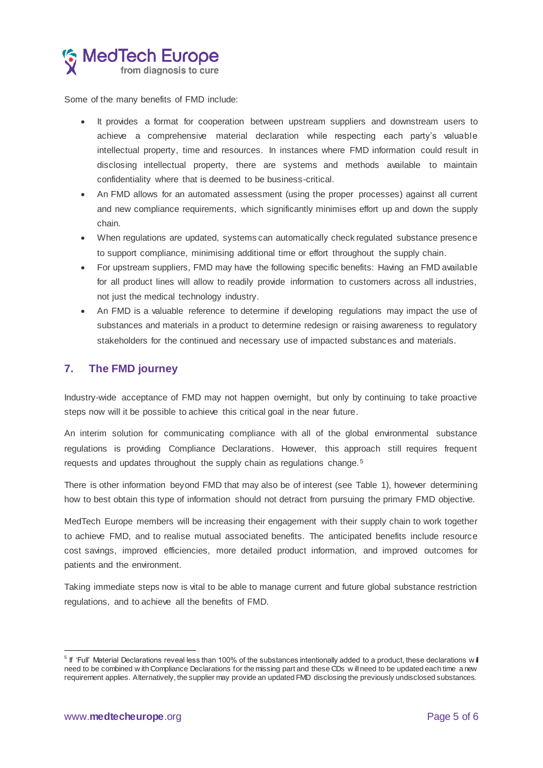Some of the many benefits of FMD include:

- It provides a format for cooperation between upstream suppliers and downstream users to achieve a comprehensive material declaration while respecting each party's valuable intellectual property, time and resources. In instances where FMD information could result in disclosing intellectual property, there are systems and methods available to maintain confidentiality where that is deemed to be business-critical.
- An FMD allows for an automated assessment (using the proper processes) against all current and new compliance requirements, which significantly minimises effort up and down the supply chain.
- When regulations are updated, systems can automatically check regulated substance presence to support compliance, minimising additional time or effort throughout the supply chain.
- For upstream suppliers, FMD may have the following specific benefits: Having an FMD available for all product lines will allow to readily provide information to customers across all industries, not just the medical technology industry.
- An FMD is a valuable reference to determine if developing regulations may impact the use of substances and materials in a product to determine redesign or raising awareness to regulatory stakeholders for the continued and necessary use of impacted substances and materials.

## 7. The FMD journey

Industry-wide acceptance of FMD may not happen overnight, but only by continuing to take proactive steps now will it be possible to achieve this critical goal in the near future.

An interim solution for communicating compliance with all of the global environmental substance regulations is providing Compliance Declarations. However, this approach still requires frequent requests and updates throughout the supply chain as regulations change.[5]

There is other information beyond FMD that may also be of interest (see Table 1), however determining how to best obtain this type of information should not detract from pursuing the primary FMD objective.

MedTech Europe members will be increasing their engagement with their supply chain to work together to achieve FMD, and to realise mutual associated benefits. The anticipated benefits include resource cost savings, improved efficiencies, more detailed product information, and improved outcomes for patients and the environment.

Taking immediate steps now is vital to be able to manage current and future global substance restriction regulations, and to achieve all the benefits of FMD.

---

[5] If 'Full' Material Declarations reveal less than 100% of the substances intentionally added to a product, these declarations will need to be combined with Compliance Declarations for the missing part and these CDs will need to be updated each time a new requirement applies. Alternatively, the supplier may provide an updated FMD disclosing the previously undisclosed substances.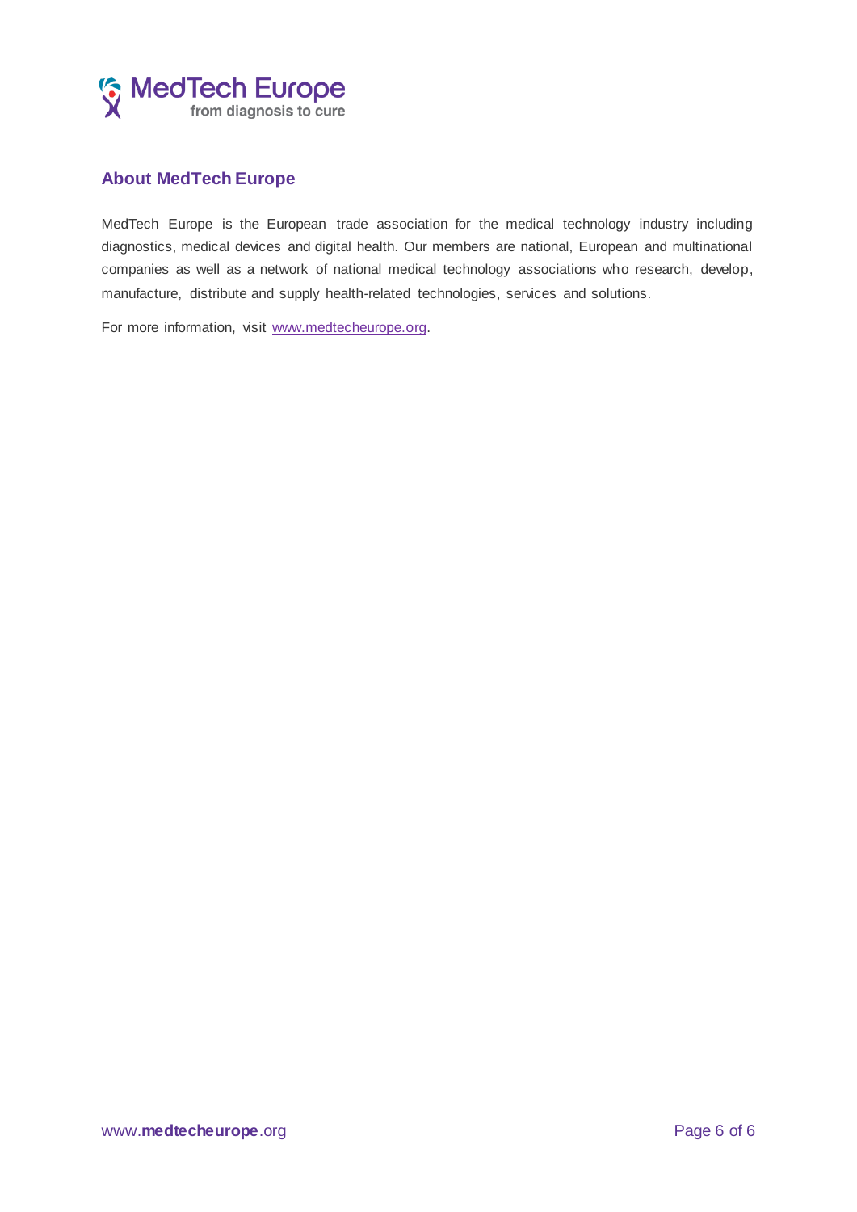## About MedTech Europe

MedTech Europe is the European trade association for the medical technology industry including diagnostics, medical devices and digital health. Our members are national, European and multinational companies as well as a network of national medical technology associations who research, develop, manufacture, distribute and supply health-related technologies, services and solutions.

For more information, visit www.medtecheurope.org.